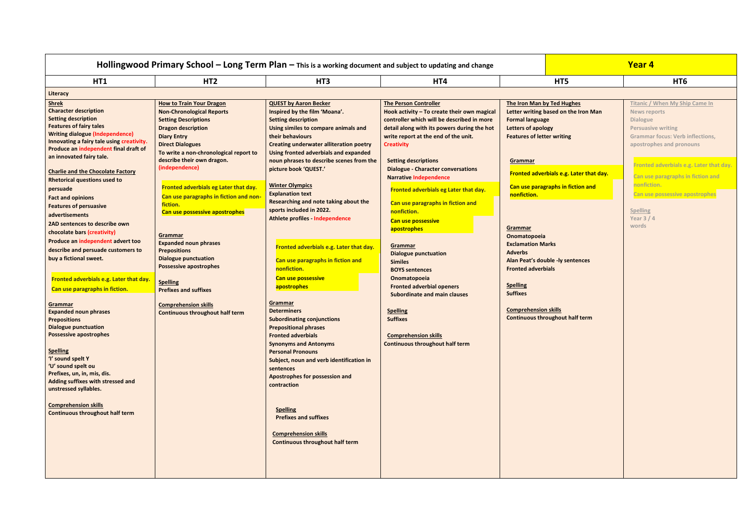# Hollingwood Primary School – Long Term Plan – This is a working document and subject to updating and change

**Year 4**

| HT1 | HT2 | HT3 | HT4 | HT5 | HT6 |
|---|---|---|---|---|---|
| **Literacy** | | | | | |
| **Shrek**<br>Character description<br>Setting description<br>Features of fairy tales<br>Writing dialogue (Independence)<br>Innovating a fairy tale using creativity.<br>Produce an independent final draft of an innovated fairy tale.<br><br>**Charlie and the Chocolate Factory**<br>Rhetorical questions used to persuade<br>Fact and opinions<br>Features of persuasive advertisements<br>2AD sentences to describe own chocolate bars (creativity)<br>Produce an independent advert too describe and persuade customers to buy a fictional sweet.<br><br>Fronted adverbials e.g. Later that day.<br>Can use paragraphs in fiction.<br><br>**Grammar**<br>Expanded noun phrases<br>Prepositions<br>Dialogue punctuation<br>Possessive apostrophes<br><br>**Spelling**<br>'I' sound spelt Y<br>'U' sound spelt ou<br>Prefixes, un, in, mis, dis.<br>Adding suffixes with stressed and unstressed syllables.<br><br>**Comprehension skills**<br>Continuous throughout half term | **How to Train Your Dragon**<br>Non-Chronological Reports<br>Setting Descriptions<br>Dragon description<br>Diary Entry<br>Direct Dialogues<br>To write a non-chronological report to describe their own dragon. (independence)<br><br>Fronted adverbials eg Later that day.<br>Can use paragraphs in fiction and non-fiction.<br>Can use possessive apostrophes<br><br>**Grammar**<br>Expanded noun phrases<br>Prepositions<br>Dialogue punctuation<br>Possessive apostrophes<br><br>**Spelling**<br>Prefixes and suffixes<br><br>**Comprehension skills**<br>Continuous throughout half term | **QUEST by Aaron Becker**<br>Inspired by the film 'Moana'.<br>Setting description<br>Using similes to compare animals and their behaviours<br>Creating underwater alliteration poetry<br>Using fronted adverbials and expanded noun phrases to describe scenes from the picture book 'QUEST.'<br><br>**Winter Olympics**<br>Explanation text<br>Researching and note taking about the sports included in 2022.<br>Athlete profiles - Independence<br><br>Fronted adverbials e.g. Later that day.<br>Can use paragraphs in fiction and nonfiction.<br>Can use possessive apostrophes<br><br>**Grammar**<br>Determiners<br>Subordinating conjunctions<br>Prepositional phrases<br>Fronted adverbials<br>Synonyms and Antonyms<br>Personal Pronouns<br>Subject, noun and verb identification in sentences<br>Apostrophes for possession and contraction<br><br>**Spelling**<br>Prefixes and suffixes<br><br>**Comprehension skills**<br>Continuous throughout half term | **The Person Controller**<br>Hook activity – To create their own magical controller which will be described in more detail along with its powers during the hot write report at the end of the unit.<br>Creativity<br><br>Setting descriptions<br>Dialogue - Character conversations<br>Narrative Independence<br><br>Fronted adverbials eg Later that day.<br>Can use paragraphs in fiction and nonfiction.<br>Can use possessive apostrophes<br><br>**Grammar**<br>Dialogue punctuation<br>Similes<br>BOYS sentences<br>Onomatopoeia<br>Fronted adverbial openers<br>Subordinate and main clauses<br><br>**Spelling**<br>Suffixes<br><br>**Comprehension skills**<br>Continuous throughout half term | **The Iron Man by Ted Hughes**<br>Letter writing based on the Iron Man<br>Formal language<br>Letters of apology<br>Features of letter writing<br><br>**Grammar**<br>Fronted adverbials e.g. Later that day.<br>Can use paragraphs in fiction and nonfiction.<br><br>**Grammar**<br>Onomatopoeia<br>Exclamation Marks<br>Adverbs<br>Alan Peat's double -ly sentences<br>Fronted adverbials<br><br>**Spelling**<br>Suffixes<br><br>**Comprehension skills**<br>Continuous throughout half term | **Titanic / When My Ship Came In**<br>News reports<br>Dialogue<br>Persuasive writing<br>Grammar focus: Verb inflections, apostrophes and pronouns<br><br>Fronted adverbials e.g. Later that day.<br>Can use paragraphs in fiction and nonfiction.<br>Can use possessive apostrophes<br><br>**Spelling**<br>Year 3 / 4 words |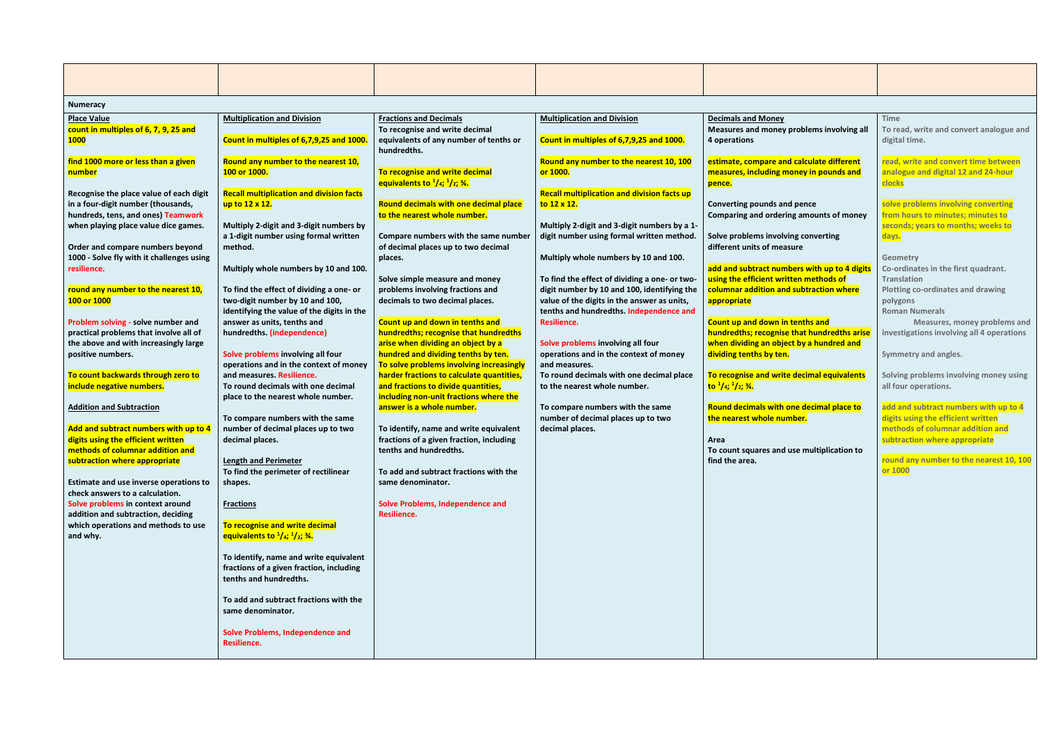| | | | | | |
|---|---|---|---|---|---|
| **Numeracy** | | | | | |
| **Place Value**<br>**count in multiples of 6, 7, 9, 25 and 1000**<br><br>**find 1000 more or less than a given number**<br><br>**Recognise the place value of each digit in a four-digit number (thousands, hundreds, tens, and ones) Teamwork when playing place value dice games.**<br><br>**Order and compare numbers beyond 1000 - Solve fly with it challenges using resilience.**<br><br>**round any number to the nearest 10, 100 or 1000**<br><br>**Problem solving - solve number and practical problems that involve all of the above and with increasingly large positive numbers.**<br><br>**To count backwards through zero to include negative numbers.**<br><br>**Addition and Subtraction**<br><br>**Add and subtract numbers with up to 4 digits using the efficient written methods of columnar addition and subtraction where appropriate**<br><br>**Estimate and use inverse operations to check answers to a calculation.**<br>**Solve problems in context around addition and subtraction, deciding which operations and methods to use and why.** | **Multiplication and Division**<br><br>**Count in multiples of 6,7,9,25 and 1000.**<br><br>**Round any number to the nearest 10, 100 or 1000.**<br><br>**Recall multiplication and division facts up to 12 x 12.**<br><br>**Multiply 2-digit and 3-digit numbers by a 1-digit number using formal written method.**<br><br>**Multiply whole numbers by 10 and 100.**<br><br>**To find the effect of dividing a one- or two-digit number by 10 and 100, identifying the value of the digits in the answer as units, tenths and hundredths. (independence)**<br><br>**Solve problems involving all four operations and in the context of money and measures. Resilience.**<br>**To round decimals with one decimal place to the nearest whole number.**<br><br>**To compare numbers with the same number of decimal places up to two decimal places.**<br><br>**Length and Perimeter**<br>**To find the perimeter of rectilinear shapes.**<br><br>**Fractions**<br><br>**To recognise and write decimal equivalents to $^1/_4$; $^1/_2$; ¾.**<br><br>**To identify, name and write equivalent fractions of a given fraction, including tenths and hundredths.**<br><br>**To add and subtract fractions with the same denominator.**<br><br>**Solve Problems, Independence and Resilience.** | **Fractions and Decimals**<br>**To recognise and write decimal equivalents of any number of tenths or hundredths.**<br><br>**To recognise and write decimal equivalents to $^1/_4$; $^1/_2$; ¾.**<br><br>**Round decimals with one decimal place to the nearest whole number.**<br><br>**Compare numbers with the same number of decimal places up to two decimal places.**<br><br>**Solve simple measure and money problems involving fractions and decimals to two decimal places.**<br><br>**Count up and down in tenths and hundredths; recognise that hundredths arise when dividing an object by a hundred and dividing tenths by ten.**<br>**To solve problems involving increasingly harder fractions to calculate quantities, and fractions to divide quantities, including non-unit fractions where the answer is a whole number.**<br><br>**To identify, name and write equivalent fractions of a given fraction, including tenths and hundredths.**<br><br>**To add and subtract fractions with the same denominator.**<br><br>**Solve Problems, Independence and Resilience.** | **Multiplication and Division**<br><br>**Count in multiples of 6,7,9,25 and 1000.**<br><br>**Round any number to the nearest 10, 100 or 1000.**<br><br>**Recall multiplication and division facts up to 12 x 12.**<br><br>**Multiply 2-digit and 3-digit numbers by a 1-digit number using formal written method.**<br><br>**Multiply whole numbers by 10 and 100.**<br><br>**To find the effect of dividing a one- or two-digit number by 10 and 100, identifying the value of the digits in the answer as units, tenths and hundredths. Independence and Resilience.**<br><br>**Solve problems involving all four operations and in the context of money and measures.**<br>**To round decimals with one decimal place to the nearest whole number.**<br><br>**To compare numbers with the same number of decimal places up to two decimal places.** | **Decimals and Money**<br>**Measures and money problems involving all 4 operations**<br><br>**estimate, compare and calculate different measures, including money in pounds and pence.**<br><br>**Converting pounds and pence**<br>**Comparing and ordering amounts of money**<br><br>**Solve problems involving converting different units of measure**<br><br>**add and subtract numbers with up to 4 digits using the efficient written methods of columnar addition and subtraction where appropriate**<br><br>**Count up and down in tenths and hundredths; recognise that hundredths arise when dividing an object by a hundred and dividing tenths by ten.**<br><br>**To recognise and write decimal equivalents to $^1/_4$; $^1/_2$; ¾.**<br><br>**Round decimals with one decimal place to the nearest whole number.**<br><br>**Area**<br>**To count squares and use multiplication to find the area.** | **Time**<br>**To read, write and convert analogue and digital time.**<br><br>**read, write and convert time between analogue and digital 12 and 24-hour clocks**<br><br>**solve problems involving converting from hours to minutes; minutes to seconds; years to months; weeks to days.**<br><br>**Geometry**<br>**Co-ordinates in the first quadrant.**<br>**Translation**<br>**Plotting co-ordinates and drawing polygons**<br>**Roman Numerals**<br>**Measures, money problems and investigations involving all 4 operations**<br><br>**Symmetry and angles.**<br><br>**Solving problems involving money using all four operations.**<br><br>**add and subtract numbers with up to 4 digits using the efficient written methods of columnar addition and subtraction where appropriate**<br><br>**round any number to the nearest 10, 100 or 1000** |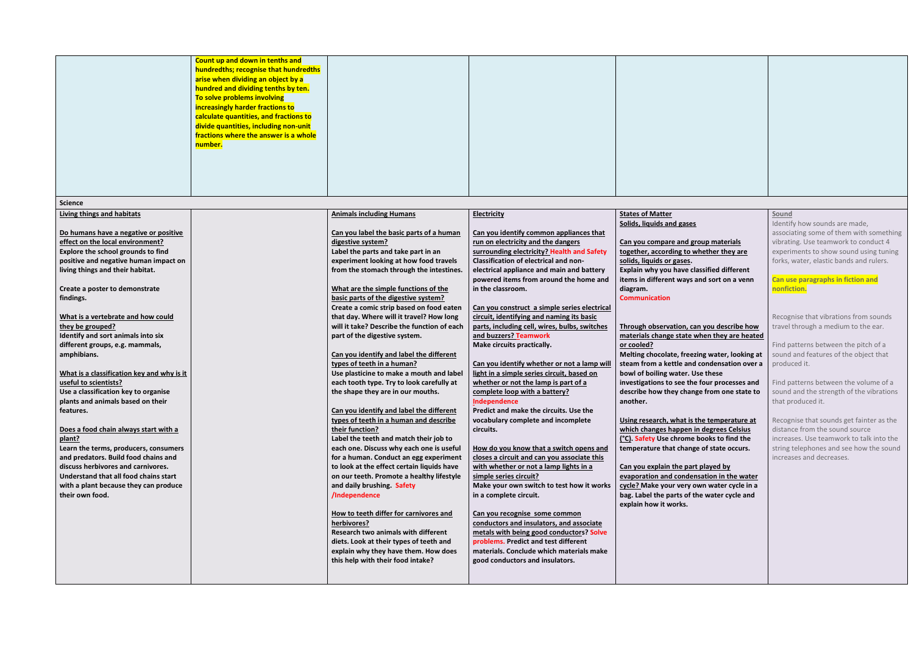| | | | | | |
|---|---|---|---|---|---|
| | **Count up and down in tenths and hundredths; recognise that hundredths arise when dividing an object by a hundred and dividing tenths by ten. To solve problems involving increasingly harder fractions to calculate quantities, and fractions to divide quantities, including non-unit fractions where the answer is a whole number.** | | | | |
| **Science** | | | | | |
| **Living things and habitats**<br><br>**Do humans have a negative or positive effect on the local environment?**<br>**Explore the school grounds to find positive and negative human impact on living things and their habitat.**<br><br>**Create a poster to demonstrate findings.**<br><br>**What is a vertebrate and how could they be grouped?**<br>**Identify and sort animals into six different groups, e.g. mammals, amphibians.**<br><br>**What is a classification key and why is it useful to scientists?**<br>**Use a classification key to organise plants and animals based on their features.**<br><br>**Does a food chain always start with a plant?**<br>**Learn the terms, producers, consumers and predators. Build food chains and discuss herbivores and carnivores. Understand that all food chains start with a plant because they can produce their own food.** | | **Animals including Humans**<br><br>**Can you label the basic parts of a human digestive system?**<br>**Label the parts and take part in an experiment looking at how food travels from the stomach through the intestines.**<br><br>**What are the simple functions of the basic parts of the digestive system?**<br>**Create a comic strip based on food eaten that day. Where will it travel? How long will it take? Describe the function of each part of the digestive system.**<br><br>**Can you identify and label the different types of teeth in a human?**<br>**Use plasticine to make a mouth and label each tooth type. Try to look carefully at the shape they are in our mouths.**<br><br>**Can you identify and label the different types of teeth in a human and describe their function?**<br>**Label the teeth and match their job to each one. Discuss why each one is useful for a human. Conduct an egg experiment to look at the effect certain liquids have on our teeth. Promote a healthy lifestyle and daily brushing. Safety /Independence**<br><br>**How to teeth differ for carnivores and herbivores?**<br>**Research two animals with different diets. Look at their types of teeth and explain why they have them. How does this help with their food intake?** | **Electricity**<br><br>**Can you identify common appliances that run on electricity and the dangers surrounding electricity? Health and Safety**<br>**Classification of electrical and non-electrical appliance and main and battery powered items from around the home and in the classroom.**<br><br>**Can you construct a simple series electrical circuit, identifying and naming its basic parts, including cell, wires, bulbs, switches and buzzers? Teamwork**<br>**Make circuits practically.**<br><br>**Can you identify whether or not a lamp will light in a simple series circuit, based on whether or not the lamp is part of a complete loop with a battery? Independence**<br>**Predict and make the circuits. Use the vocabulary complete and incomplete circuits.**<br><br>**How do you know that a switch opens and closes a circuit and can you associate this with whether or not a lamp lights in a simple series circuit?**<br>**Make your own switch to test how it works in a complete circuit.**<br><br>**Can you recognise some common conductors and insulators, and associate metals with being good conductors? Solve problems. Predict and test different materials. Conclude which materials make good conductors and insulators.** | **States of Matter**<br>**Solids, liquids and gases**<br><br>**Can you compare and group materials together, according to whether they are solids, liquids or gases.**<br>**Explain why you have classified different items in different ways and sort on a venn diagram.**<br>**Communication**<br><br>**Through observation, can you describe how materials change state when they are heated or cooled?**<br>**Melting chocolate, freezing water, looking at steam from a kettle and condensation over a bowl of boiling water. Use these investigations to see the four processes and describe how they change from one state to another.**<br><br>**Using research, what is the temperature at which changes happen in degrees Celsius (°C). Safety Use chrome books to find the temperature that change of state occurs.**<br><br>**Can you explain the part played by evaporation and condensation in the water cycle? Make your very own water cycle in a bag. Label the parts of the water cycle and explain how it works.** | Sound<br>Identify how sounds are made, associating some of them with something vibrating. Use teamwork to conduct 4 experiments to show sound using tuning forks, water, elastic bands and rulers.<br><br>**Can use paragraphs in fiction and nonfiction.**<br><br>Recognise that vibrations from sounds travel through a medium to the ear.<br><br>Find patterns between the pitch of a sound and features of the object that produced it.<br><br>Find patterns between the volume of a sound and the strength of the vibrations that produced it.<br><br>Recognise that sounds get fainter as the distance from the sound source increases. Use teamwork to talk into the string telephones and see how the sound increases and decreases. |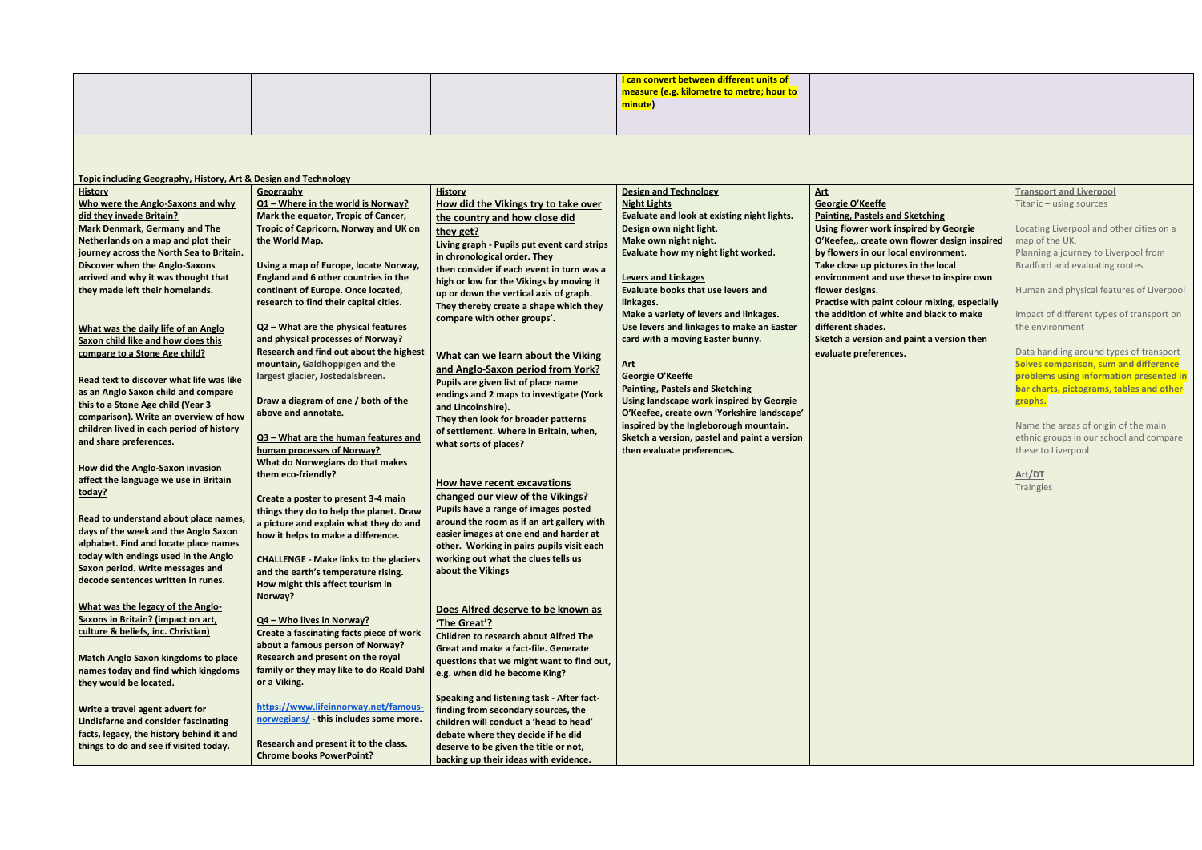| | | | | | |
|---|---|---|---|---|---|
| | | | I can convert between different units of measure (e.g. kilometre to metre; hour to minute) | | |

Topic including Geography, History, Art & Design and Technology

| | | | | | |
|---|---|---|---|---|---|
| **History**<br>**Who were the Anglo-Saxons and why did they invade Britain?**<br>Mark Denmark, Germany and The Netherlands on a map and plot their journey across the North Sea to Britain. Discover when the Anglo-Saxons arrived and why it was thought that they made left their homelands.<br><br>**What was the daily life of an Anglo Saxon child like and how does this compare to a Stone Age child?**<br><br>Read text to discover what life was like as an Anglo Saxon child and compare this to a Stone Age child (Year 3 comparison). Write an overview of how children lived in each period of history and share preferences.<br><br>**How did the Anglo-Saxon invasion affect the language we use in Britain today?**<br><br>Read to understand about place names, days of the week and the Anglo Saxon alphabet. Find and locate place names today with endings used in the Anglo Saxon period. Write messages and decode sentences written in runes.<br><br>**What was the legacy of the Anglo-Saxons in Britain? (impact on art, culture & beliefs, inc. Christian)**<br><br>Match Anglo Saxon kingdoms to place names today and find which kingdoms they would be located.<br><br>Write a travel agent advert for Lindisfarne and consider fascinating facts, legacy, the history behind it and things to do and see if visited today. | **Geography**<br>**Q1 – Where in the world is Norway?**<br>Mark the equator, Tropic of Cancer, Tropic of Capricorn, Norway and UK on the World Map.<br><br>Using a map of Europe, locate Norway, England and 6 other countries in the continent of Europe. Once located, research to find their capital cities.<br><br>**Q2 – What are the physical features and physical processes of Norway?**<br>Research and find out about the highest mountain, Galdhoppigen and the largest glacier, Jostedalsbreen.<br><br>Draw a diagram of one / both of the above and annotate.<br><br>**Q3 – What are the human features and human processes of Norway?**<br>What do Norwegians do that makes them eco-friendly?<br><br>Create a poster to present 3-4 main things they do to help the planet. Draw a picture and explain what they do and how it helps to make a difference.<br><br>CHALLENGE - Make links to the glaciers and the earth's temperature rising. How might this affect tourism in Norway?<br><br>**Q4 – Who lives in Norway?**<br>Create a fascinating facts piece of work about a famous person of Norway? Research and present on the royal family or they may like to do Roald Dahl or a Viking.<br><br>https://www.lifeinnorway.net/famous-norwegians/ - this includes some more.<br><br>Research and present it to the class. Chrome books PowerPoint? | **History**<br>**How did the Vikings try to take over the country and how close did they get?**<br>Living graph - Pupils put event card strips in chronological order. They then consider if each event in turn was a high or low for the Vikings by moving it up or down the vertical axis of graph. They thereby create a shape which they compare with other groups'.<br><br>**What can we learn about the Viking and Anglo-Saxon period from York?**<br>Pupils are given list of place name endings and 2 maps to investigate (York and Lincolnshire).<br>They then look for broader patterns of settlement. Where in Britain, when, what sorts of places?<br><br>**How have recent excavations changed our view of the Vikings?**<br>Pupils have a range of images posted around the room as if an art gallery with easier images at one end and harder at other. Working in pairs pupils visit each working out what the clues tells us about the Vikings<br><br>**Does Alfred deserve to be known as 'The Great'?**<br>Children to research about Alfred The Great and make a fact-file. Generate questions that we might want to find out, e.g. when did he become King?<br><br>Speaking and listening task - After fact-finding from secondary sources, the children will conduct a 'head to head' debate where they decide if he did deserve to be given the title or not, backing up their ideas with evidence. | **Design and Technology**<br>**Night Lights**<br>Evaluate and look at existing night lights.<br>Design own night light.<br>Make own night night.<br>Evaluate how my night light worked.<br><br>**Levers and Linkages**<br>Evaluate books that use levers and linkages.<br>Make a variety of levers and linkages.<br>Use levers and linkages to make an Easter card with a moving Easter bunny.<br><br>**Art**<br>**Georgie O'Keeffe**<br>**Painting, Pastels and Sketching**<br>Using landscape work inspired by Georgie O'Keefee, create own 'Yorkshire landscape' inspired by the Ingleborough mountain. Sketch a version, pastel and paint a version then evaluate preferences. | **Art**<br>**Georgie O'Keeffe**<br>**Painting, Pastels and Sketching**<br>Using flower work inspired by Georgie O'Keefee,, create own flower design inspired by flowers in our local environment.<br>Take close up pictures in the local environment and use these to inspire own flower designs.<br>Practise with paint colour mixing, especially the addition of white and black to make different shades.<br>Sketch a version and paint a version then evaluate preferences. | **Transport and Liverpool**<br>Titanic – using sources<br><br>Locating Liverpool and other cities on a map of the UK.<br>Planning a journey to Liverpool from Bradford and evaluating routes.<br><br>Human and physical features of Liverpool<br><br>Impact of different types of transport on the environment<br><br>Data handling around types of transport **Solves comparison, sum and difference problems using information presented in bar charts, pictograms, tables and other graphs.**<br><br>Name the areas of origin of the main ethnic groups in our school and compare these to Liverpool<br><br>**Art/DT**<br>Traingles |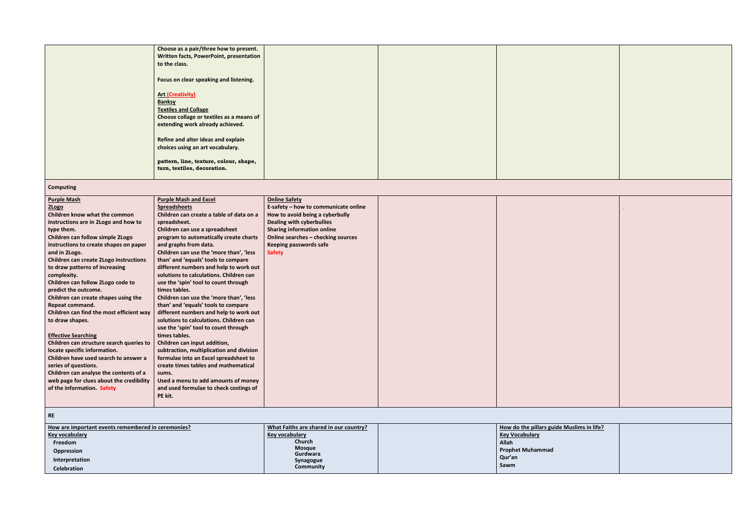| | | | | | |
|---|---|---|---|---|---|
| | Choose as a pair/three how to present. Written facts, PowerPoint, presentation to the class.<br><br>Focus on clear speaking and listening.<br><br>**Art (Creativity)**<br>**Banksy**<br>**Textiles and Collage**<br>Choose collage or textiles as a means of extending work already achieved.<br><br>Refine and alter ideas and explain choices using an art vocabulary.<br><br>pattern, line, texture, colour, shape, turn, textiles, decoration. | | | | |
| **Computing** | | | | | |
| **Purple Mash**<br>**2Logo**<br>Children know what the common instructions are in 2Logo and how to type them.<br>Children can follow simple 2Logo instructions to create shapes on paper and in 2Logo.<br>Children can create 2Logo instructions to draw patterns of increasing complexity.<br>Children can follow 2Logo code to predict the outcome.<br>Children can create shapes using the Repeat command.<br>Children can find the most efficient way to draw shapes.<br><br>**Effective Searching**<br>Children can structure search queries to locate specific information.<br>Children have used search to answer a series of questions.<br>Children can analyse the contents of a web page for clues about the credibility of the information. Safety | **Purple Mash and Excel**<br>**Spreadsheets**<br>Children can create a table of data on a spreadsheet.<br>Children can use a spreadsheet program to automatically create charts and graphs from data.<br>Children can use the 'more than', 'less than' and 'equals' tools to compare different numbers and help to work out solutions to calculations. Children can use the 'spin' tool to count through times tables.<br>Children can use the 'more than', 'less than' and 'equals' tools to compare different numbers and help to work out solutions to calculations. Children can use the 'spin' tool to count through times tables.<br>Children can input addition, subtraction, multiplication and division formulae into an Excel spreadsheet to create times tables and mathematical sums.<br>Used a menu to add amounts of money and used formulae to check costings of PE kit. | **Online Safety**<br>E-safety – how to communicate online<br>How to avoid being a cyberbully<br>Dealing with cyberbullies<br>Sharing information online<br>Online searches – checking sources<br>Keeping passwords safe<br>Safety | | | |
| **RE** | | | | | |
| **How are important events remembered in ceremonies?**<br>**Key vocabulary**<br>Freedom<br>Oppression<br>Interpretation<br>Celebration | | **What Faiths are shared in our country?**<br>**Key vocabulary**<br>Church<br>Mosque<br>Gurdwara<br>Synagogue<br>Community | | **How do the pillars guide Muslims in life?**<br>**Key Vocabulary**<br>Allah<br>Prophet Muhammad<br>Qur'an<br>Sawm | |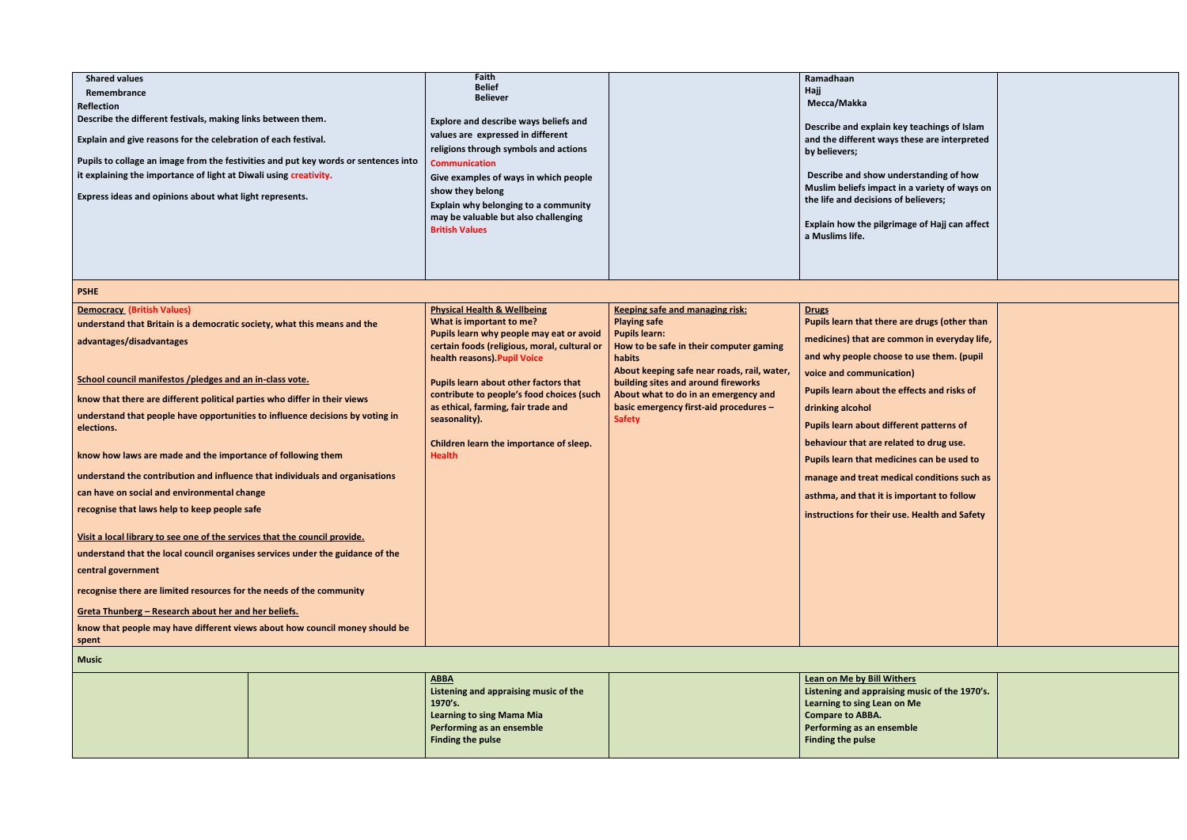| Shared values<br>Remembrance<br>Reflection<br>Describe the different festivals, making links between them.<br>Explain and give reasons for the celebration of each festival.<br>Pupils to collage an image from the festivities and put key words or sentences into it explaining the importance of light at Diwali using creativity.<br>Express ideas and opinions about what light represents. | | Faith<br>Belief<br>Believer<br>Explore and describe ways beliefs and values are expressed in different religions through symbols and actions<br>Communication<br>Give examples of ways in which people show they belong<br>Explain why belonging to a community may be valuable but also challenging<br>British Values | | Ramadhaan<br>Hajj<br>Mecca/Makka<br>Describe and explain key teachings of Islam and the different ways these are interpreted by believers;<br>Describe and show understanding of how Muslim beliefs impact in a variety of ways on the life and decisions of believers;<br>Explain how the pilgrimage of Hajj can affect a Muslims life. | |
|---|---|---|---|---|---|
| **PSHE** | | | | | |
| **Democracy (British Values)**<br>understand that Britain is a democratic society, what this means and the advantages/disadvantages<br>**School council manifestos /pledges and an in-class vote.**<br>know that there are different political parties who differ in their views<br>understand that people have opportunities to influence decisions by voting in elections.<br>know how laws are made and the importance of following them<br>understand the contribution and influence that individuals and organisations can have on social and environmental change<br>recognise that laws help to keep people safe<br>**Visit a local library to see one of the services that the council provide.**<br>understand that the local council organises services under the guidance of the central government<br>recognise there are limited resources for the needs of the community<br>**Greta Thunberg – Research about her and her beliefs.**<br>know that people may have different views about how council money should be spent | | **Physical Health & Wellbeing**<br>What is important to me?<br>Pupils learn why people may eat or avoid certain foods (religious, moral, cultural or health reasons). Pupil Voice<br>Pupils learn about other factors that contribute to people's food choices (such as ethical, farming, fair trade and seasonality).<br>Children learn the importance of sleep.<br>Health | **Keeping safe and managing risk:**<br>Playing safe<br>Pupils learn:<br>How to be safe in their computer gaming habits<br>About keeping safe near roads, rail, water, building sites and around fireworks<br>About what to do in an emergency and basic emergency first-aid procedures – Safety | **Drugs**<br>Pupils learn that there are drugs (other than medicines) that are common in everyday life, and why people choose to use them. (pupil voice and communication)<br>Pupils learn about the effects and risks of drinking alcohol<br>Pupils learn about different patterns of behaviour that are related to drug use.<br>Pupils learn that medicines can be used to manage and treat medical conditions such as asthma, and that it is important to follow instructions for their use. Health and Safety | |
| **Music** | | | | | |
| | | **ABBA**<br>Listening and appraising music of the 1970's.<br>Learning to sing Mama Mia<br>Performing as an ensemble<br>Finding the pulse | | **Lean on Me by Bill Withers**<br>Listening and appraising music of the 1970's.<br>Learning to sing Lean on Me<br>Compare to ABBA.<br>Performing as an ensemble<br>Finding the pulse | |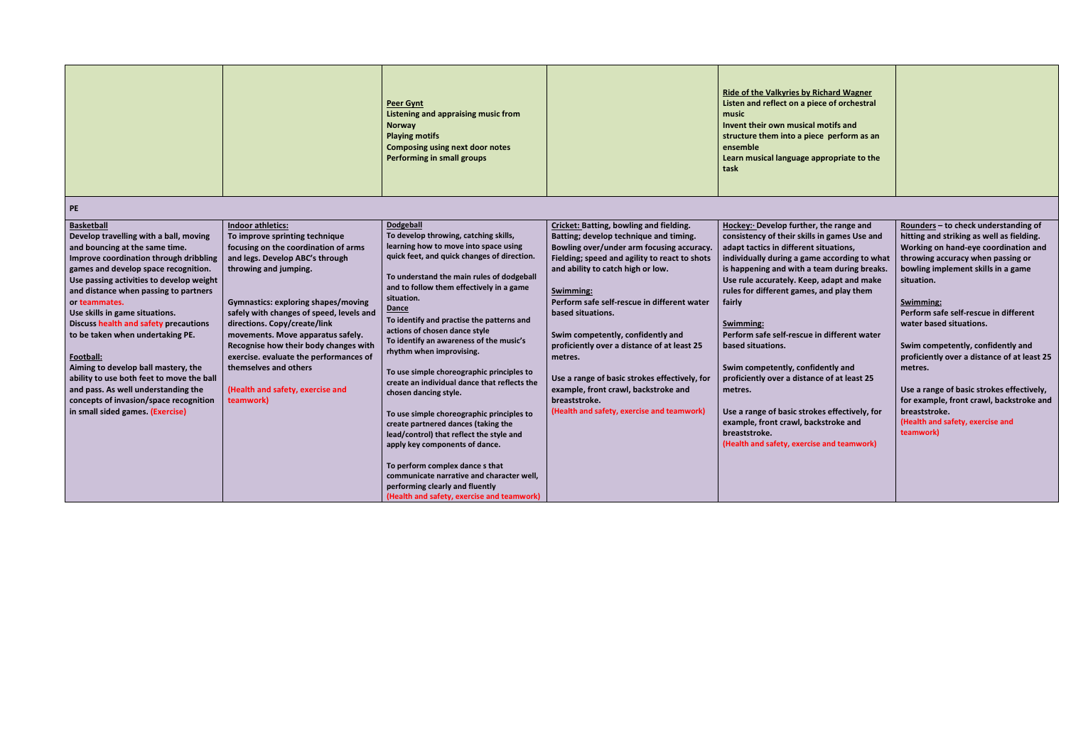| | | | | | |
|---|---|---|---|---|---|
| | | **Peer Gynt**<br>**Listening and appraising music from Norway**<br>**Playing motifs**<br>**Composing using next door notes**<br>**Performing in small groups** | | **Ride of the Valkyries by Richard Wagner**<br>**Listen and reflect on a piece of orchestral music**<br>**Invent their own musical motifs and structure them into a piece perform as an ensemble**<br>**Learn musical language appropriate to the task** | |
| **PE** | | | | | |
| **Basketball**<br>**Develop travelling with a ball, moving and bouncing at the same time.**<br>**Improve coordination through dribbling games and develop space recognition.**<br>**Use passing activities to develop weight and distance when passing to partners or teammates.**<br>**Use skills in game situations.**<br>**Discuss health and safety precautions to be taken when undertaking PE.**<br><br>**Football:**<br>**Aiming to develop ball mastery, the ability to use both feet to move the ball and pass. As well understanding the concepts of invasion/space recognition in small sided games. (Exercise)** | **Indoor athletics:**<br>**To improve sprinting technique focusing on the coordination of arms and legs. Develop ABC's through throwing and jumping.**<br><br>**Gymnastics: exploring shapes/moving safely with changes of speed, levels and directions. Copy/create/link movements. Move apparatus safely. Recognise how their body changes with exercise. evaluate the performances of themselves and others**<br><br>**(Health and safety, exercise and teamwork)** | **Dodgeball**<br>**To develop throwing, catching skills, learning how to move into space using quick feet, and quick changes of direction.**<br><br>**To understand the main rules of dodgeball and to follow them effectively in a game situation.**<br>**Dance**<br>**To identify and practise the patterns and actions of chosen dance style**<br>**To identify an awareness of the music's rhythm when improvising.**<br><br>**To use simple choreographic principles to create an individual dance that reflects the chosen dancing style.**<br><br>**To use simple choreographic principles to create partnered dances (taking the lead/control) that reflect the style and apply key components of dance.**<br><br>**To perform complex dance s that communicate narrative and character well, performing clearly and fluently**<br>**(Health and safety, exercise and teamwork)** | **Cricket: Batting, bowling and fielding.**<br>**Batting; develop technique and timing.**<br>**Bowling over/under arm focusing accuracy.**<br>**Fielding; speed and agility to react to shots and ability to catch high or low.**<br><br>**Swimming:**<br>**Perform safe self-rescue in different water based situations.**<br><br>**Swim competently, confidently and proficiently over a distance of at least 25 metres.**<br><br>**Use a range of basic strokes effectively, for example, front crawl, backstroke and breaststroke.**<br>**(Health and safety, exercise and teamwork)** | **Hockey:· Develop further, the range and consistency of their skills in games Use and adapt tactics in different situations, individually during a game according to what is happening and with a team during breaks. Use rule accurately. Keep, adapt and make rules for different games, and play them fairly**<br><br>**Swimming:**<br>**Perform safe self-rescue in different water based situations.**<br><br>**Swim competently, confidently and proficiently over a distance of at least 25 metres.**<br><br>**Use a range of basic strokes effectively, for example, front crawl, backstroke and breaststroke.**<br>**(Health and safety, exercise and teamwork)** | **Rounders – to check understanding of hitting and striking as well as fielding. Working on hand-eye coordination and throwing accuracy when passing or bowling implement skills in a game situation.**<br><br>**Swimming:**<br>**Perform safe self-rescue in different water based situations.**<br><br>**Swim competently, confidently and proficiently over a distance of at least 25 metres.**<br><br>**Use a range of basic strokes effectively, for example, front crawl, backstroke and breaststroke.**<br>**(Health and safety, exercise and teamwork)** |